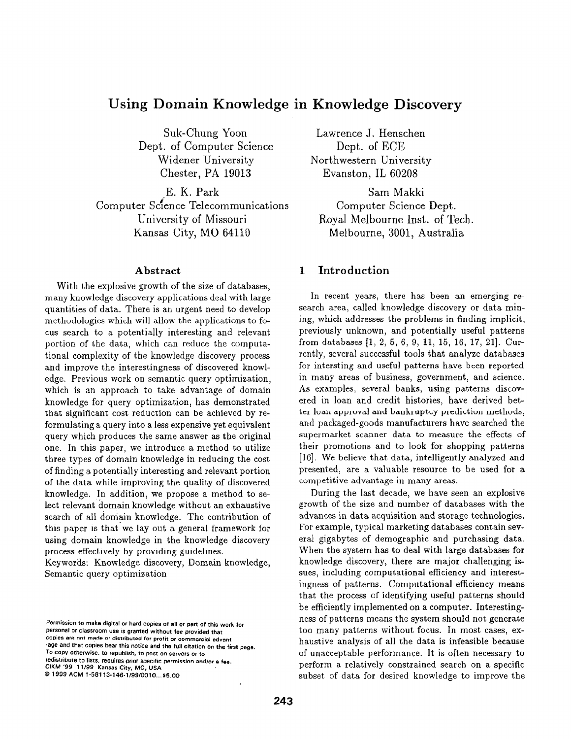# Using Domain Knowledge in Knowledge Discovery

Suk-Chung Yoon
Dept. of Computer Science
Widener University
Chester, PA 19013

Lawrence J. Henschen
Dept. of ECE
Northwestern University
Evanston, IL 60208

E. K. Park
Computer Science Telecommunications
University of Missouri
Kansas City, MO 64110

Sam Makki
Computer Science Dept.
Royal Melbourne Inst. of Tech.
Melbourne, 3001, Australia

## Abstract

With the explosive growth of the size of databases, many knowledge discovery applications deal with large quantities of data. There is an urgent need to develop methodologies which will allow the applications to focus search to a potentially interesting and relevant portion of the data, which can reduce the computational complexity of the knowledge discovery process and improve the interestingness of discovered knowledge. Previous work on semantic query optimization, which is an approach to take advantage of domain knowledge for query optimization, has demonstrated that significant cost reduction can be achieved by reformulating a query into a less expensive yet equivalent query which produces the same answer as the original one. In this paper, we introduce a method to utilize three types of domain knowledge in reducing the cost of finding a potentially interesting and relevant portion of the data while improving the quality of discovered knowledge. In addition, we propose a method to select relevant domain knowledge without an exhaustive search of all domain knowledge. The contribution of this paper is that we lay out a general framework for using domain knowledge in the knowledge discovery process effectively by providing guidelines.

Keywords: Knowledge discovery, Domain knowledge, Semantic query optimization

Permission to make digital or hard copies of all or part of this work for personal or classroom use is granted without fee provided that copies are not made or distributed for profit or commercial advantage and that copies bear this notice and the full citation on the first page. To copy otherwise, to republish, to post on servers or to redistribute to lists, requires prior specific permission and/or a fee.
CIKM '99 11/99 Kansas City, MO, USA
© 1999 ACM 1-58113-146-1/99/0010...$5.00

## 1 Introduction

In recent years, there has been an emerging research area, called knowledge discovery or data mining, which addresses the problems in finding implicit, previously unknown, and potentially useful patterns from databases [1, 2, 5, 6, 9, 11, 15, 16, 17, 21]. Currently, several successful tools that analyze databases for intersting and useful patterns have been reported in many areas of business, government, and science. As examples, several banks, using patterns discovered in loan and credit histories, have derived better loan approval and bankruptcy prediction methods, and packaged-goods manufacturers have searched the supermarket scanner data to measure the effects of their promotions and to look for shopping patterns [16]. We believe that data, intelligently analyzed and presented, are a valuable resource to be used for a competitive advantage in many areas.

During the last decade, we have seen an explosive growth of the size and number of databases with the advances in data acquisition and storage technologies. For example, typical marketing databases contain several gigabytes of demographic and purchasing data. When the system has to deal with large databases for knowledge discovery, there are major challenging issues, including computational efficiency and interestingness of patterns. Computational efficiency means that the process of identifying useful patterns should be efficiently implemented on a computer. Interestingness of patterns means the system should not generate too many patterns without focus. In most cases, exhaustive analysis of all the data is infeasible because of unacceptable performance. It is often necessary to perform a relatively constrained search on a specific subset of data for desired knowledge to improve the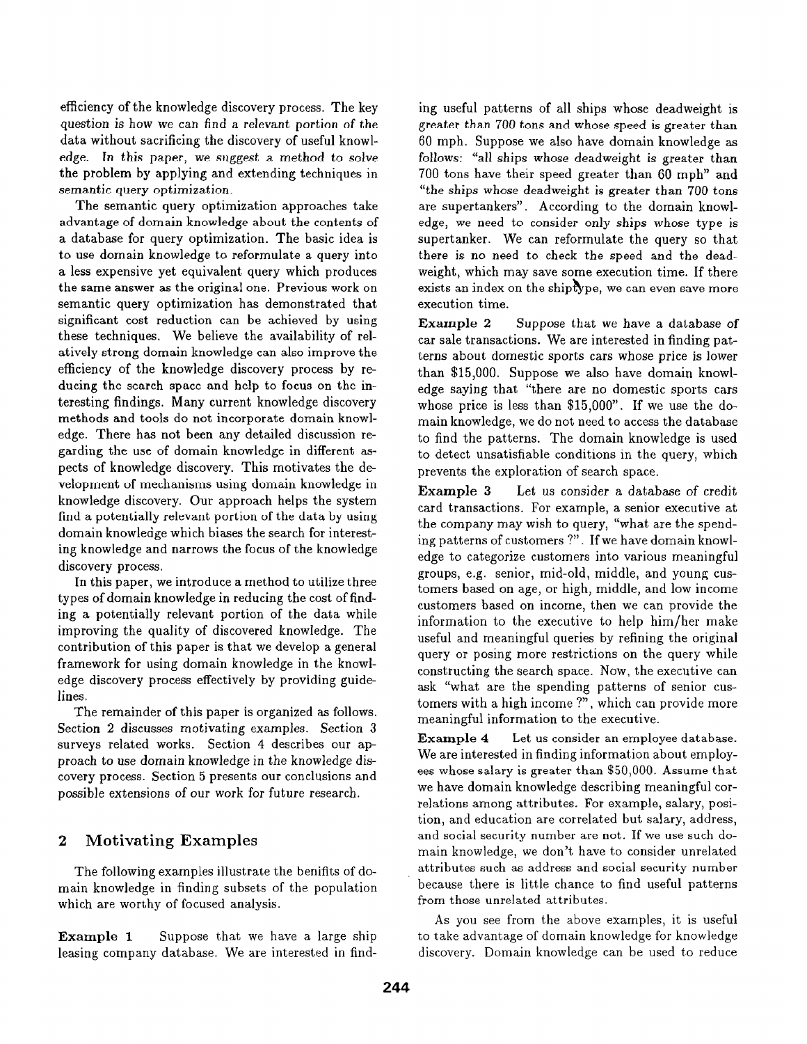efficiency of the knowledge discovery process. The key question is how we can find a relevant portion of the data without sacrificing the discovery of useful knowledge. In this paper, we suggest a method to solve the problem by applying and extending techniques in semantic query optimization.

The semantic query optimization approaches take advantage of domain knowledge about the contents of a database for query optimization. The basic idea is to use domain knowledge to reformulate a query into a less expensive yet equivalent query which produces the same answer as the original one. Previous work on semantic query optimization has demonstrated that significant cost reduction can be achieved by using these techniques. We believe the availability of relatively strong domain knowledge can also improve the efficiency of the knowledge discovery process by reducing the search space and help to focus on the interesting findings. Many current knowledge discovery methods and tools do not incorporate domain knowledge. There has not been any detailed discussion regarding the use of domain knowledge in different aspects of knowledge discovery. This motivates the development of mechanisms using domain knowledge in knowledge discovery. Our approach helps the system find a potentially relevant portion of the data by using domain knowledge which biases the search for interesting knowledge and narrows the focus of the knowledge discovery process.

In this paper, we introduce a method to utilize three types of domain knowledge in reducing the cost of finding a potentially relevant portion of the data while improving the quality of discovered knowledge. The contribution of this paper is that we develop a general framework for using domain knowledge in the knowledge discovery process effectively by providing guidelines.

The remainder of this paper is organized as follows. Section 2 discusses motivating examples. Section 3 surveys related works. Section 4 describes our approach to use domain knowledge in the knowledge discovery process. Section 5 presents our conclusions and possible extensions of our work for future research.

## 2 Motivating Examples

The following examples illustrate the benifits of domain knowledge in finding subsets of the population which are worthy of focused analysis.

**Example 1** Suppose that we have a large ship leasing company database. We are interested in finding useful patterns of all ships whose deadweight is greater than 700 tons and whose speed is greater than 60 mph. Suppose we also have domain knowledge as follows: "all ships whose deadweight is greater than 700 tons have their speed greater than 60 mph" and "the ships whose deadweight is greater than 700 tons are supertankers". According to the domain knowledge, we need to consider only ships whose type is supertanker. We can reformulate the query so that there is no need to check the speed and the deadweight, which may save some execution time. If there exists an index on the shiptype, we can even save more execution time.

**Example 2** Suppose that we have a database of car sale transactions. We are interested in finding patterns about domestic sports cars whose price is lower than $15,000. Suppose we also have domain knowledge saying that "there are no domestic sports cars whose price is less than $15,000". If we use the domain knowledge, we do not need to access the database to find the patterns. The domain knowledge is used to detect unsatisfiable conditions in the query, which prevents the exploration of search space.

**Example 3** Let us consider a database of credit card transactions. For example, a senior executive at the company may wish to query, "what are the spending patterns of customers ?". If we have domain knowledge to categorize customers into various meaningful groups, e.g. senior, mid-old, middle, and young customers based on age, or high, middle, and low income customers based on income, then we can provide the information to the executive to help him/her make useful and meaningful queries by refining the original query or posing more restrictions on the query while constructing the search space. Now, the executive can ask "what are the spending patterns of senior customers with a high income ?", which can provide more meaningful information to the executive.

**Example 4** Let us consider an employee database. We are interested in finding information about employees whose salary is greater than $50,000. Assume that we have domain knowledge describing meaningful correlations among attributes. For example, salary, position, and education are correlated but salary, address, and social security number are not. If we use such domain knowledge, we don't have to consider unrelated attributes such as address and social security number because there is little chance to find useful patterns from those unrelated attributes.

As you see from the above examples, it is useful to take advantage of domain knowledge for knowledge discovery. Domain knowledge can be used to reduce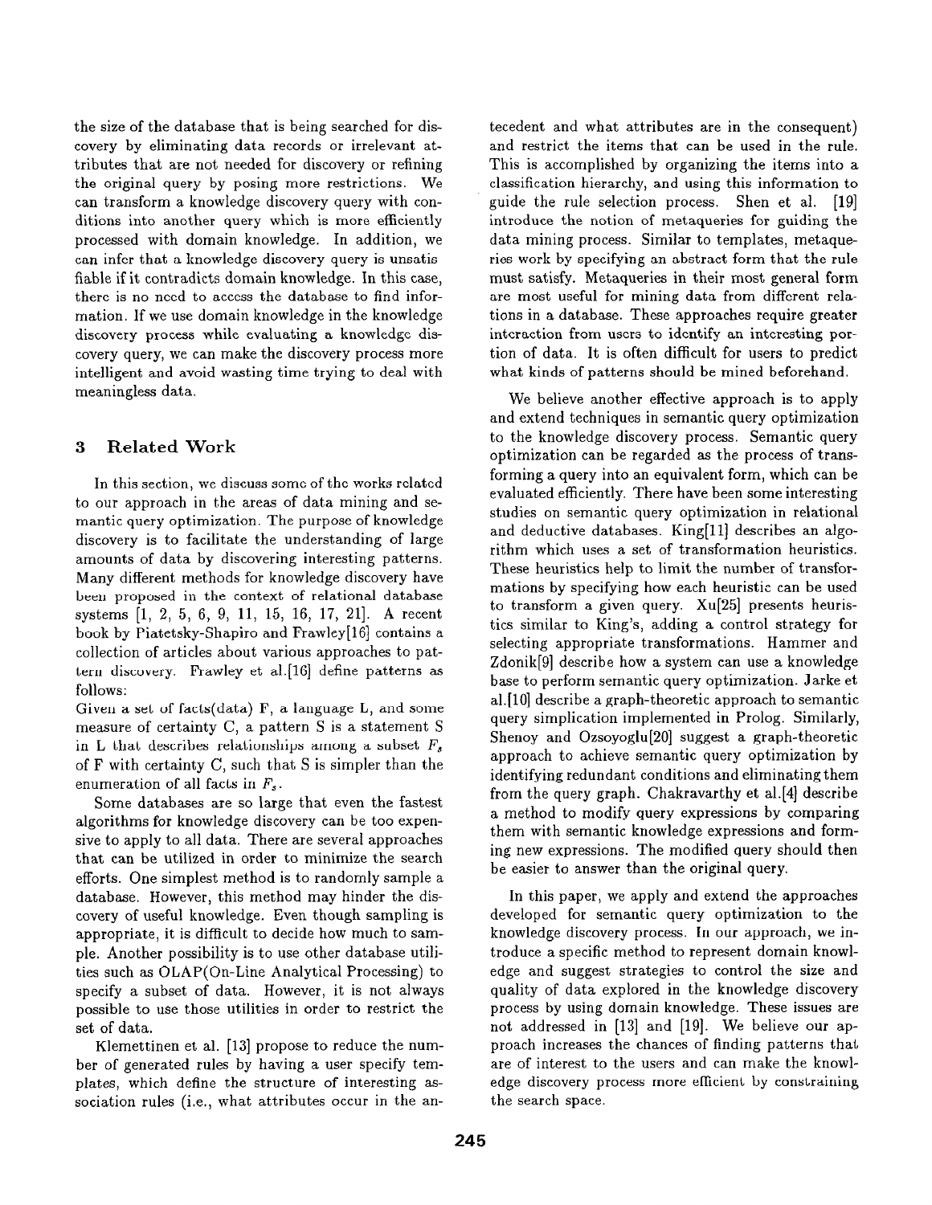the size of the database that is being searched for discovery by eliminating data records or irrelevant attributes that are not needed for discovery or refining the original query by posing more restrictions. We can transform a knowledge discovery query with conditions into another query which is more efficiently processed with domain knowledge. In addition, we can infer that a knowledge discovery query is unsatisfiable if it contradicts domain knowledge. In this case, there is no need to access the database to find information. If we use domain knowledge in the knowledge discovery process while evaluating a knowledge discovery query, we can make the discovery process more intelligent and avoid wasting time trying to deal with meaningless data.

## 3 Related Work

In this section, we discuss some of the works related to our approach in the areas of data mining and semantic query optimization. The purpose of knowledge discovery is to facilitate the understanding of large amounts of data by discovering interesting patterns. Many different methods for knowledge discovery have been proposed in the context of relational database systems [1, 2, 5, 6, 9, 11, 15, 16, 17, 21]. A recent book by Piatetsky-Shapiro and Frawley[16] contains a collection of articles about various approaches to pattern discovery. Frawley et al.[16] define patterns as follows:

Given a set of facts(data) F, a language L, and some measure of certainty C, a pattern S is a statement S in L that describes relationships among a subset $F_s$ of F with certainty C, such that S is simpler than the enumeration of all facts in $F_s$.

Some databases are so large that even the fastest algorithms for knowledge discovery can be too expensive to apply to all data. There are several approaches that can be utilized in order to minimize the search efforts. One simplest method is to randomly sample a database. However, this method may hinder the discovery of useful knowledge. Even though sampling is appropriate, it is difficult to decide how much to sample. Another possibility is to use other database utilities such as OLAP(On-Line Analytical Processing) to specify a subset of data. However, it is not always possible to use those utilities in order to restrict the set of data.

Klemettinen et al. [13] propose to reduce the number of generated rules by having a user specify templates, which define the structure of interesting association rules (i.e., what attributes occur in the antecedent and what attributes are in the consequent) and restrict the items that can be used in the rule. This is accomplished by organizing the items into a classification hierarchy, and using this information to guide the rule selection process. Shen et al. [19] introduce the notion of metaqueries for guiding the data mining process. Similar to templates, metaqueries work by specifying an abstract form that the rule must satisfy. Metaqueries in their most general form are most useful for mining data from different relations in a database. These approaches require greater interaction from users to identify an interesting portion of data. It is often difficult for users to predict what kinds of patterns should be mined beforehand.

We believe another effective approach is to apply and extend techniques in semantic query optimization to the knowledge discovery process. Semantic query optimization can be regarded as the process of transforming a query into an equivalent form, which can be evaluated efficiently. There have been some interesting studies on semantic query optimization in relational and deductive databases. King[11] describes an algorithm which uses a set of transformation heuristics. These heuristics help to limit the number of transformations by specifying how each heuristic can be used to transform a given query. Xu[25] presents heuristics similar to King's, adding a control strategy for selecting appropriate transformations. Hammer and Zdonik[9] describe how a system can use a knowledge base to perform semantic query optimization. Jarke et al.[10] describe a graph-theoretic approach to semantic query simplication implemented in Prolog. Similarly, Shenoy and Ozsoyoglu[20] suggest a graph-theoretic approach to achieve semantic query optimization by identifying redundant conditions and eliminating them from the query graph. Chakravarthy et al.[4] describe a method to modify query expressions by comparing them with semantic knowledge expressions and forming new expressions. The modified query should then be easier to answer than the original query.

In this paper, we apply and extend the approaches developed for semantic query optimization to the knowledge discovery process. In our approach, we introduce a specific method to represent domain knowledge and suggest strategies to control the size and quality of data explored in the knowledge discovery process by using domain knowledge. These issues are not addressed in [13] and [19]. We believe our approach increases the chances of finding patterns that are of interest to the users and can make the knowledge discovery process more efficient by constraining the search space.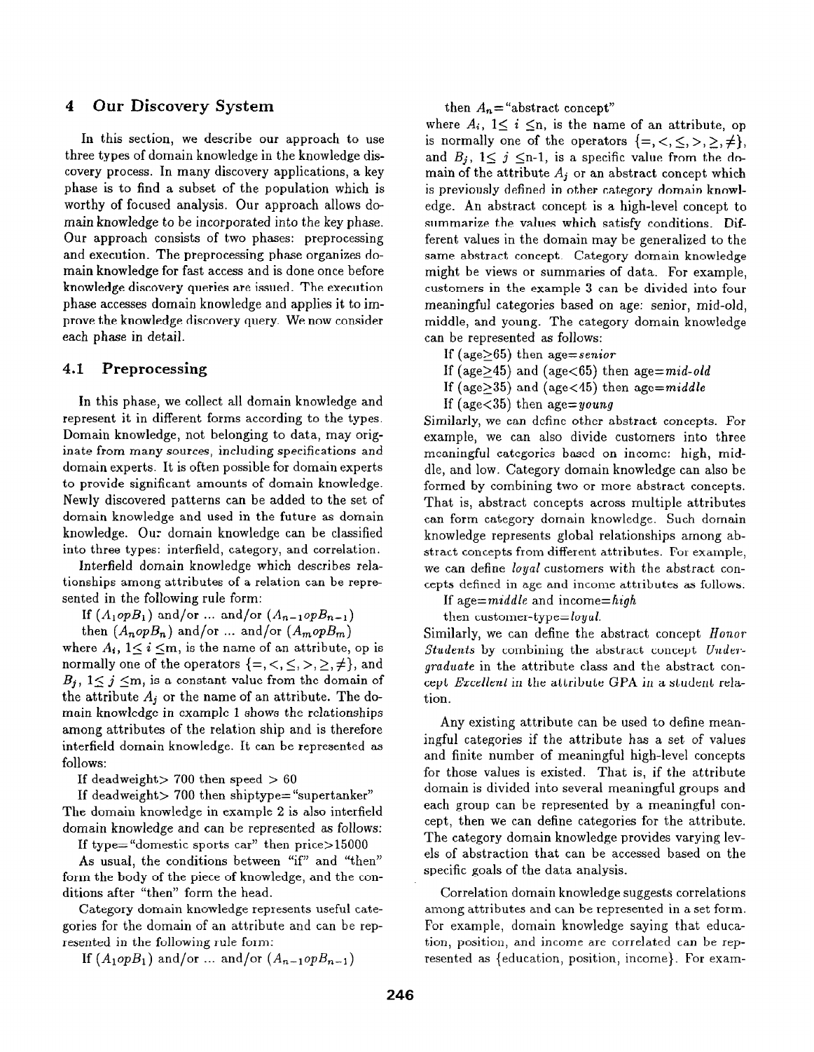## 4 Our Discovery System

In this section, we describe our approach to use three types of domain knowledge in the knowledge discovery process. In many discovery applications, a key phase is to find a subset of the population which is worthy of focused analysis. Our approach allows domain knowledge to be incorporated into the key phase. Our approach consists of two phases: preprocessing and execution. The preprocessing phase organizes domain knowledge for fast access and is done once before knowledge discovery queries are issued. The execution phase accesses domain knowledge and applies it to improve the knowledge discovery query. We now consider each phase in detail.

### 4.1 Preprocessing

In this phase, we collect all domain knowledge and represent it in different forms according to the types. Domain knowledge, not belonging to data, may originate from many sources, including specifications and domain experts. It is often possible for domain experts to provide significant amounts of domain knowledge. Newly discovered patterns can be added to the set of domain knowledge and used in the future as domain knowledge. Our domain knowledge can be classified into three types: interfield, category, and correlation.

Interfield domain knowledge which describes relationships among attributes of a relation can be represented in the following rule form:

If $(A_1 op B_1)$ and/or ... and/or $(A_{n-1} op B_{n-1})$
then $(A_n op B_n)$ and/or ... and/or $(A_m op B_m)$

where $A_i$, $1 \leq i \leq m$, is the name of an attribute, op is normally one of the operators $\{=, <, \leq, >, \geq, \neq\}$, and $B_j$, $1 \leq j \leq m$, is a constant value from the domain of the attribute $A_j$ or the name of an attribute. The domain knowledge in example 1 shows the relationships among attributes of the relation ship and is therefore interfield domain knowledge. It can be represented as follows:

If deadweight> 700 then speed > 60
If deadweight> 700 then shiptype= "supertanker"

The domain knowledge in example 2 is also interfield domain knowledge and can be represented as follows:

If type= "domestic sports car" then price>15000

As usual, the conditions between "if" and "then" form the body of the piece of knowledge, and the conditions after "then" form the head.

Category domain knowledge represents useful categories for the domain of an attribute and can be represented in the following rule form:

If $(A_1 op B_1)$ and/or ... and/or $(A_{n-1} op B_{n-1})$
then $A_n$= "abstract concept"

where $A_i$, $1 \leq i \leq n$, is the name of an attribute, op is normally one of the operators $\{=, <, \leq, >, \geq, \neq\}$, and $B_j$, $1 \leq j \leq n-1$, is a specific value from the domain of the attribute $A_j$ or an abstract concept which is previously defined in other category domain knowledge. An abstract concept is a high-level concept to summarize the values which satisfy conditions. Different values in the domain may be generalized to the same abstract concept. Category domain knowledge might be views or summaries of data. For example, customers in the example 3 can be divided into four meaningful categories based on age: senior, mid-old, middle, and young. The category domain knowledge can be represented as follows:

If (age≥65) then age=*senior*
If (age≥45) and (age<65) then age=*mid-old*
If (age≥35) and (age<45) then age=*middle*
If (age<35) then age=*young*

Similarly, we can define other abstract concepts. For example, we can also divide customers into three meaningful categories based on income: high, middle, and low. Category domain knowledge can also be formed by combining two or more abstract concepts. That is, abstract concepts across multiple attributes can form category domain knowledge. Such domain knowledge represents global relationships among abstract concepts from different attributes. For example, we can define *loyal* customers with the abstract concepts defined in age and income attributes as follows.

If age=*middle* and income=*high*
then customer-type=*loyal*.

Similarly, we can define the abstract concept *Honor Students* by combining the abstract concept *Undergraduate* in the attribute class and the abstract concept *Excellent* in the attribute GPA in a student relation.

Any existing attribute can be used to define meaningful categories if the attribute has a set of values and finite number of meaningful high-level concepts for those values is existed. That is, if the attribute domain is divided into several meaningful groups and each group can be represented by a meaningful concept, then we can define categories for the attribute. The category domain knowledge provides varying levels of abstraction that can be accessed based on the specific goals of the data analysis.

Correlation domain knowledge suggests correlations among attributes and can be represented in a set form. For example, domain knowledge saying that education, position, and income are correlated can be represented as {education, position, income}. For exam-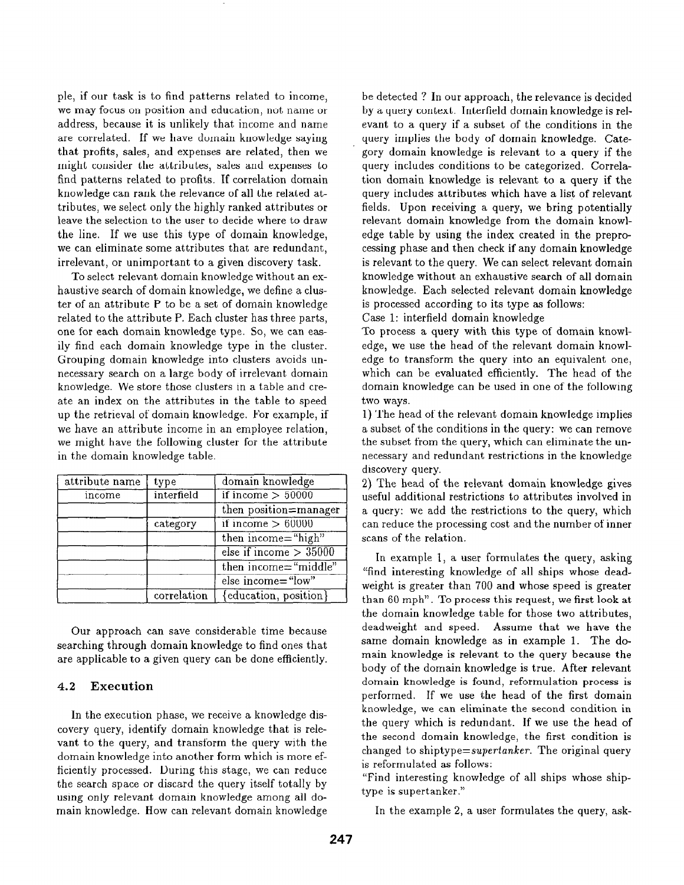ple, if our task is to find patterns related to income, we may focus on position and education, not name or address, because it is unlikely that income and name are correlated. If we have domain knowledge saying that profits, sales, and expenses are related, then we might consider the attributes, sales and expenses to find patterns related to profits. If correlation domain knowledge can rank the relevance of all the related attributes, we select only the highly ranked attributes or leave the selection to the user to decide where to draw the line. If we use this type of domain knowledge, we can eliminate some attributes that are redundant, irrelevant, or unimportant to a given discovery task.

To select relevant domain knowledge without an exhaustive search of domain knowledge, we define a cluster of an attribute P to be a set of domain knowledge related to the attribute P. Each cluster has three parts, one for each domain knowledge type. So, we can easily find each domain knowledge type in the cluster. Grouping domain knowledge into clusters avoids unnecessary search on a large body of irrelevant domain knowledge. We store those clusters in a table and create an index on the attributes in the table to speed up the retrieval of domain knowledge. For example, if we have an attribute income in an employee relation, we might have the following cluster for the attribute in the domain knowledge table.

| attribute name | type | domain knowledge |
|---|---|---|
| income | interfield | if income > 50000 |
| | | then position=manager |
| | category | if income > 60000 |
| | | then income="high" |
| | | else if income > 35000 |
| | | then income="middle" |
| | | else income="low" |
| | correlation | {education, position} |

Our approach can save considerable time because searching through domain knowledge to find ones that are applicable to a given query can be done efficiently.

### 4.2 Execution

In the execution phase, we receive a knowledge discovery query, identify domain knowledge that is relevant to the query, and transform the query with the domain knowledge into another form which is more efficiently processed. During this stage, we can reduce the search space or discard the query itself totally by using only relevant domain knowledge among all domain knowledge. How can relevant domain knowledge be detected ? In our approach, the relevance is decided by a query context. Interfield domain knowledge is relevant to a query if a subset of the conditions in the query implies the body of domain knowledge. Category domain knowledge is relevant to a query if the query includes conditions to be categorized. Correlation domain knowledge is relevant to a query if the query includes attributes which have a list of relevant fields. Upon receiving a query, we bring potentially relevant domain knowledge from the domain knowledge table by using the index created in the preprocessing phase and then check if any domain knowledge is relevant to the query. We can select relevant domain knowledge without an exhaustive search of all domain knowledge. Each selected relevant domain knowledge is processed according to its type as follows:

Case 1: interfield domain knowledge

To process a query with this type of domain knowledge, we use the head of the relevant domain knowledge to transform the query into an equivalent one, which can be evaluated efficiently. The head of the domain knowledge can be used in one of the following two ways.

1) The head of the relevant domain knowledge implies a subset of the conditions in the query: we can remove the subset from the query, which can eliminate the unnecessary and redundant restrictions in the knowledge discovery query.

2) The head of the relevant domain knowledge gives useful additional restrictions to attributes involved in a query: we add the restrictions to the query, which can reduce the processing cost and the number of inner scans of the relation.

In example 1, a user formulates the query, asking "find interesting knowledge of all ships whose deadweight is greater than 700 and whose speed is greater than 60 mph". To process this request, we first look at the domain knowledge table for those two attributes, deadweight and speed. Assume that we have the same domain knowledge as in example 1. The domain knowledge is relevant to the query because the body of the domain knowledge is true. After relevant domain knowledge is found, reformulation process is performed. If we use the head of the first domain knowledge, we can eliminate the second condition in the query which is redundant. If we use the head of the second domain knowledge, the first condition is changed to shiptype=*supertanker*. The original query is reformulated as follows:

"Find interesting knowledge of all ships whose shiptype is supertanker."

In the example 2, a user formulates the query, ask-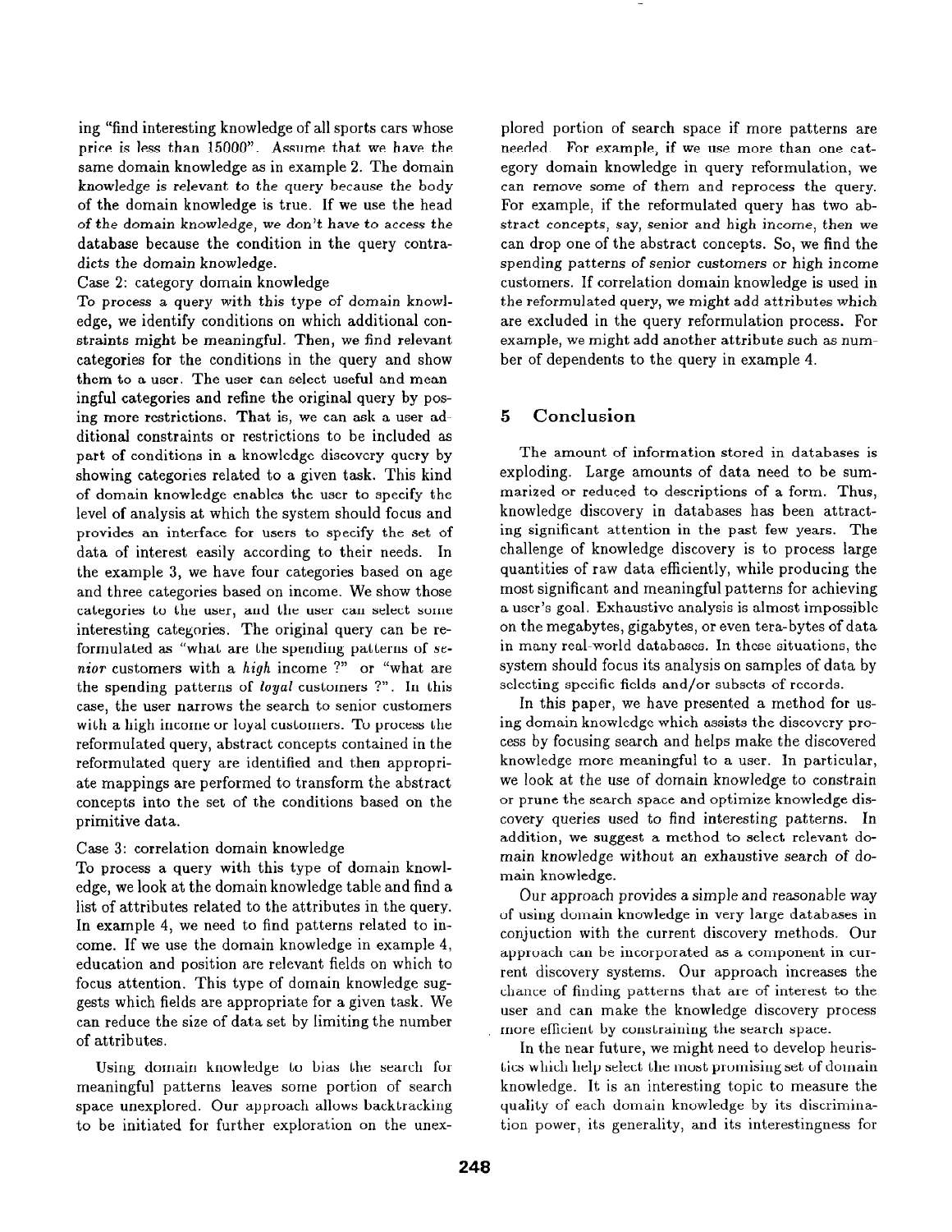ing "find interesting knowledge of all sports cars whose price is less than 15000". Assume that we have the same domain knowledge as in example 2. The domain knowledge is relevant to the query because the body of the domain knowledge is true. If we use the head of the domain knowledge, we don't have to access the database because the condition in the query contradicts the domain knowledge.

Case 2: category domain knowledge

To process a query with this type of domain knowledge, we identify conditions on which additional constraints might be meaningful. Then, we find relevant categories for the conditions in the query and show them to a user. The user can select useful and meaningful categories and refine the original query by posing more restrictions. That is, we can ask a user additional constraints or restrictions to be included as part of conditions in a knowledge discovery query by showing categories related to a given task. This kind of domain knowledge enables the user to specify the level of analysis at which the system should focus and provides an interface for users to specify the set of data of interest easily according to their needs. In the example 3, we have four categories based on age and three categories based on income. We show those categories to the user, and the user can select some interesting categories. The original query can be reformulated as "what are the spending patterns of *senior* customers with a *high* income ?" or "what are the spending patterns of *loyal* customers ?". In this case, the user narrows the search to senior customers with a high income or loyal customers. To process the reformulated query, abstract concepts contained in the reformulated query are identified and then appropriate mappings are performed to transform the abstract concepts into the set of the conditions based on the primitive data.

Case 3: correlation domain knowledge

To process a query with this type of domain knowledge, we look at the domain knowledge table and find a list of attributes related to the attributes in the query. In example 4, we need to find patterns related to income. If we use the domain knowledge in example 4, education and position are relevant fields on which to focus attention. This type of domain knowledge suggests which fields are appropriate for a given task. We can reduce the size of data set by limiting the number of attributes.

Using domain knowledge to bias the search for meaningful patterns leaves some portion of search space unexplored. Our approach allows backtracking to be initiated for further exploration on the unexplored portion of search space if more patterns are needed. For example, if we use more than one category domain knowledge in query reformulation, we can remove some of them and reprocess the query. For example, if the reformulated query has two abstract concepts, say, senior and high income, then we can drop one of the abstract concepts. So, we find the spending patterns of senior customers or high income customers. If correlation domain knowledge is used in the reformulated query, we might add attributes which are excluded in the query reformulation process. For example, we might add another attribute such as number of dependents to the query in example 4.

## 5 Conclusion

The amount of information stored in databases is exploding. Large amounts of data need to be summarized or reduced to descriptions of a form. Thus, knowledge discovery in databases has been attracting significant attention in the past few years. The challenge of knowledge discovery is to process large quantities of raw data efficiently, while producing the most significant and meaningful patterns for achieving a user's goal. Exhaustive analysis is almost impossible on the megabytes, gigabytes, or even tera-bytes of data in many real-world databases. In these situations, the system should focus its analysis on samples of data by selecting specific fields and/or subsets of records.

In this paper, we have presented a method for using domain knowledge which assists the discovery process by focusing search and helps make the discovered knowledge more meaningful to a user. In particular, we look at the use of domain knowledge to constrain or prune the search space and optimize knowledge discovery queries used to find interesting patterns. In addition, we suggest a method to select relevant domain knowledge without an exhaustive search of domain knowledge.

Our approach provides a simple and reasonable way of using domain knowledge in very large databases in conjuction with the current discovery methods. Our approach can be incorporated as a component in current discovery systems. Our approach increases the chance of finding patterns that are of interest to the user and can make the knowledge discovery process more efficient by constraining the search space.

In the near future, we might need to develop heuristics which help select the most promising set of domain knowledge. It is an interesting topic to measure the quality of each domain knowledge by its discrimination power, its generality, and its interestingness for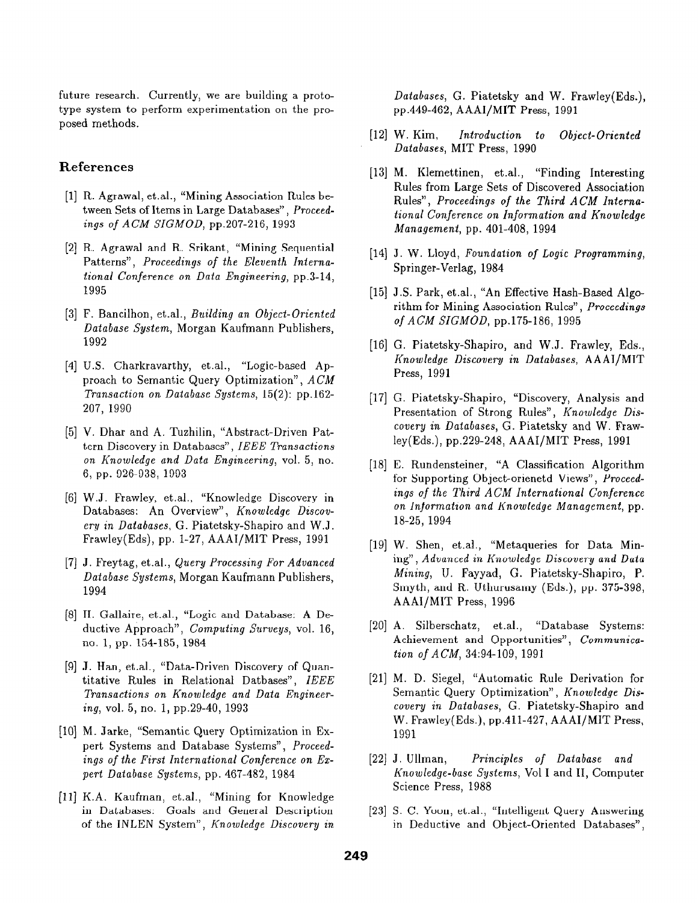future research. Currently, we are building a prototype system to perform experimentation on the proposed methods.

## References

[1] R. Agrawal, et.al., "Mining Association Rules between Sets of Items in Large Databases", *Proceedings of ACM SIGMOD*, pp.207-216, 1993

[2] R. Agrawal and R. Srikant, "Mining Sequential Patterns", *Proceedings of the Eleventh International Conference on Data Engineering,* pp.3-14, 1995

[3] F. Bancilhon, et.al., *Building an Object-Oriented Database System*, Morgan Kaufmann Publishers, 1992

[4] U.S. Charkravarthy, et.al., "Logic-based Approach to Semantic Query Optimization", *ACM Transaction on Database Systems*, 15(2): pp.162-207, 1990

[5] V. Dhar and A. Tuzhilin, "Abstract-Driven Pattern Discovery in Databases", *IEEE Transactions on Knowledge and Data Engineering*, vol. 5, no. 6, pp. 926-938, 1993

[6] W.J. Frawley, et.al., "Knowledge Discovery in Databases: An Overview", *Knowledge Discovery in Databases*, G. Piatetsky-Shapiro and W.J. Frawley(Eds), pp. 1-27, AAAI/MIT Press, 1991

[7] J. Freytag, et.al., *Query Processing For Advanced Database Systems*, Morgan Kaufmann Publishers, 1994

[8] H. Gallaire, et.al., "Logic and Database: A Deductive Approach", *Computing Surveys*, vol. 16, no. 1, pp. 154-185, 1984

[9] J. Han, et.al., "Data-Driven Discovery of Quantitative Rules in Relational Datbases", *IEEE Transactions on Knowledge and Data Engineering*, vol. 5, no. 1, pp.29-40, 1993

[10] M. Jarke, "Semantic Query Optimization in Expert Systems and Database Systems", *Proceedings of the First International Conference on Expert Database Systems*, pp. 467-482, 1984

[11] K.A. Kaufman, et.al., "Mining for Knowledge in Databases: Goals and General Description of the INLEN System", *Knowledge Discovery in Databases*, G. Piatetsky and W. Frawley(Eds.), pp.449-462, AAAI/MIT Press, 1991

[12] W. Kim, *Introduction to Object-Oriented Databases*, MIT Press, 1990

[13] M. Klemettinen, et.al., "Finding Interesting Rules from Large Sets of Discovered Association Rules", *Proceedings of the Third ACM International Conference on Information and Knowledge Management*, pp. 401-408, 1994

[14] J. W. Lloyd, *Foundation of Logic Programming*, Springer-Verlag, 1984

[15] J.S. Park, et.al., "An Effective Hash-Based Algorithm for Mining Association Rules", *Proceedings of ACM SIGMOD*, pp.175-186, 1995

[16] G. Piatetsky-Shapiro, and W.J. Frawley, Eds., *Knowledge Discovery in Databases*, AAAI/MIT Press, 1991

[17] G. Piatetsky-Shapiro, "Discovery, Analysis and Presentation of Strong Rules", *Knowledge Discovery in Databases*, G. Piatetsky and W. Frawley(Eds.), pp.229-248, AAAI/MIT Press, 1991

[18] E. Rundensteiner, "A Classification Algorithm for Supporting Object-orienetd Views", *Proceedings of the Third ACM International Conference on Information and Knowledge Management*, pp. 18-25, 1994

[19] W. Shen, et.al., "Metaqueries for Data Mining", *Advanced in Knowledge Discovery and Data Mining*, U. Fayyad, G. Piatetsky-Shapiro, P. Smyth, and R. Uthurusamy (Eds.), pp. 375-398, AAAI/MIT Press, 1996

[20] A. Silberschatz, et.al., "Database Systems: Achievement and Opportunities", *Communication of ACM*, 34:94-109, 1991

[21] M. D. Siegel, "Automatic Rule Derivation for Semantic Query Optimization", *Knowledge Discovery in Databases*, G. Piatetsky-Shapiro and W. Frawley(Eds.), pp.411-427, AAAI/MIT Press, 1991

[22] J. Ullman, *Principles of Database and Knowledge-base Systems*, Vol I and II, Computer Science Press, 1988

[23] S. C. Yoon, et.al., "Intelligent Query Answering in Deductive and Object-Oriented Databases",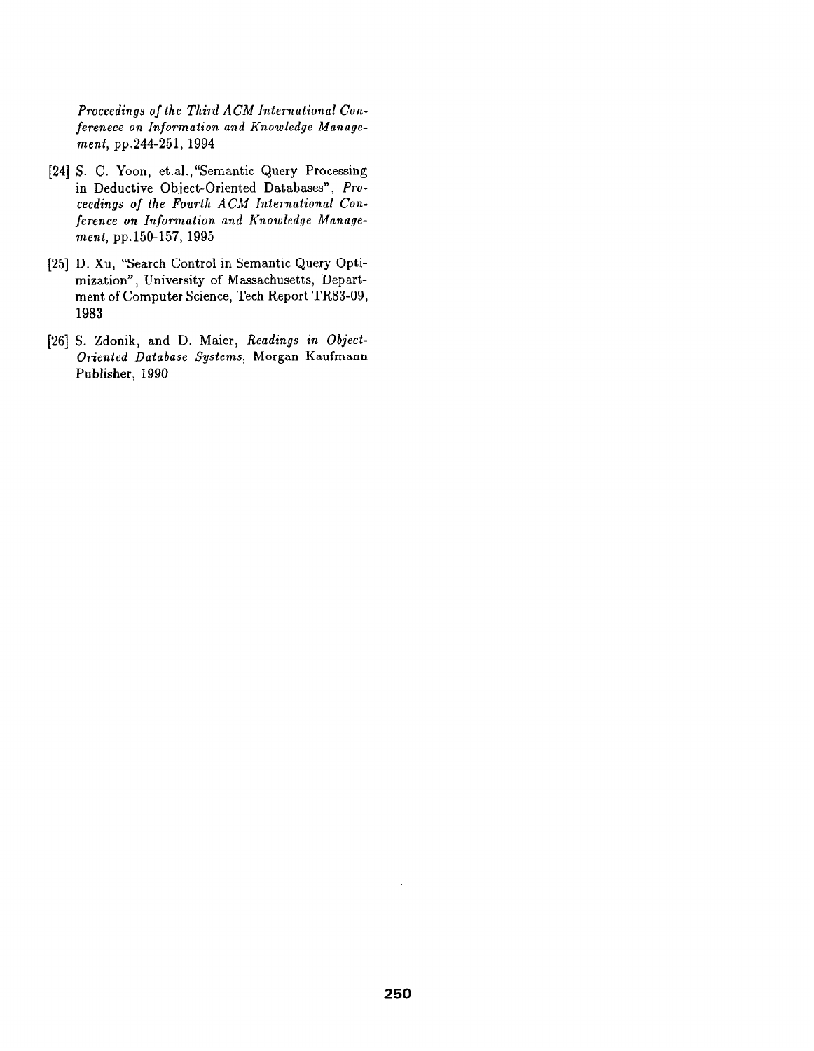*Proceedings of the Third ACM International Conferenece on Information and Knowledge Management*, pp.244-251, 1994

[24] S. C. Yoon, et.al.,"Semantic Query Processing in Deductive Object-Oriented Databases", *Proceedings of the Fourth ACM International Conference on Information and Knowledge Management*, pp.150-157, 1995

[25] D. Xu, "Search Control in Semantic Query Optimization", University of Massachusetts, Department of Computer Science, Tech Report TR83-09, 1983

[26] S. Zdonik, and D. Maier, *Readings in Object-Oriented Database Systems*, Morgan Kaufmann Publisher, 1990